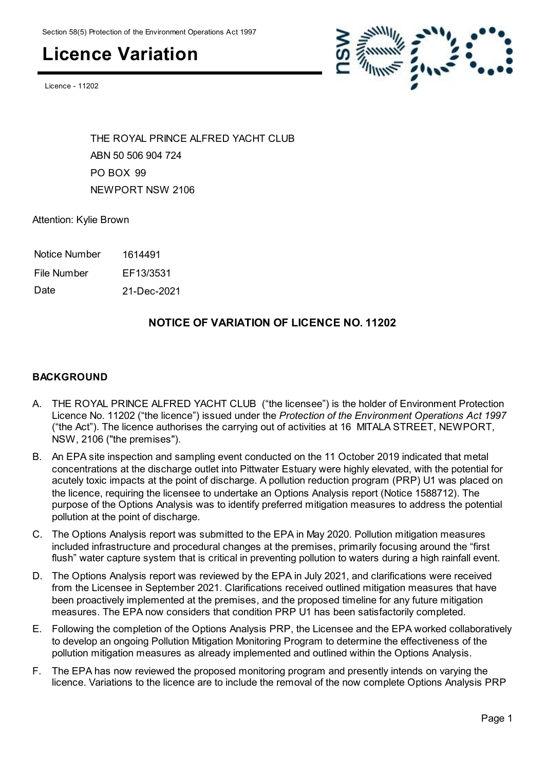Section 58(5) Protection of the Environment Operations Act 1997

# Licence Variation

Licence - 11202

THE ROYAL PRINCE ALFRED YACHT CLUB
ABN 50 506 904 724
PO BOX 99
NEWPORT NSW 2106

Attention: Kylie Brown

| Notice Number | 1614491 |
|---|---|
| File Number | EF13/3531 |
| Date | 21-Dec-2021 |

## NOTICE OF VARIATION OF LICENCE NO. 11202

### BACKGROUND

A. THE ROYAL PRINCE ALFRED YACHT CLUB ("the licensee") is the holder of Environment Protection Licence No. 11202 ("the licence") issued under the *Protection of the Environment Operations Act 1997* ("the Act"). The licence authorises the carrying out of activities at 16 MITALA STREET, NEWPORT, NSW, 2106 ("the premises").

B. An EPA site inspection and sampling event conducted on the 11 October 2019 indicated that metal concentrations at the discharge outlet into Pittwater Estuary were highly elevated, with the potential for acutely toxic impacts at the point of discharge. A pollution reduction program (PRP) U1 was placed on the licence, requiring the licensee to undertake an Options Analysis report (Notice 1588712). The purpose of the Options Analysis was to identify preferred mitigation measures to address the potential pollution at the point of discharge.

C. The Options Analysis report was submitted to the EPA in May 2020. Pollution mitigation measures included infrastructure and procedural changes at the premises, primarily focusing around the "first flush" water capture system that is critical in preventing pollution to waters during a high rainfall event.

D. The Options Analysis report was reviewed by the EPA in July 2021, and clarifications were received from the Licensee in September 2021. Clarifications received outlined mitigation measures that have been proactively implemented at the premises, and the proposed timeline for any future mitigation measures. The EPA now considers that condition PRP U1 has been satisfactorily completed.

E. Following the completion of the Options Analysis PRP, the Licensee and the EPA worked collaboratively to develop an ongoing Pollution Mitigation Monitoring Program to determine the effectiveness of the pollution mitigation measures as already implemented and outlined within the Options Analysis.

F. The EPA has now reviewed the proposed monitoring program and presently intends on varying the licence. Variations to the licence are to include the removal of the now complete Options Analysis PRP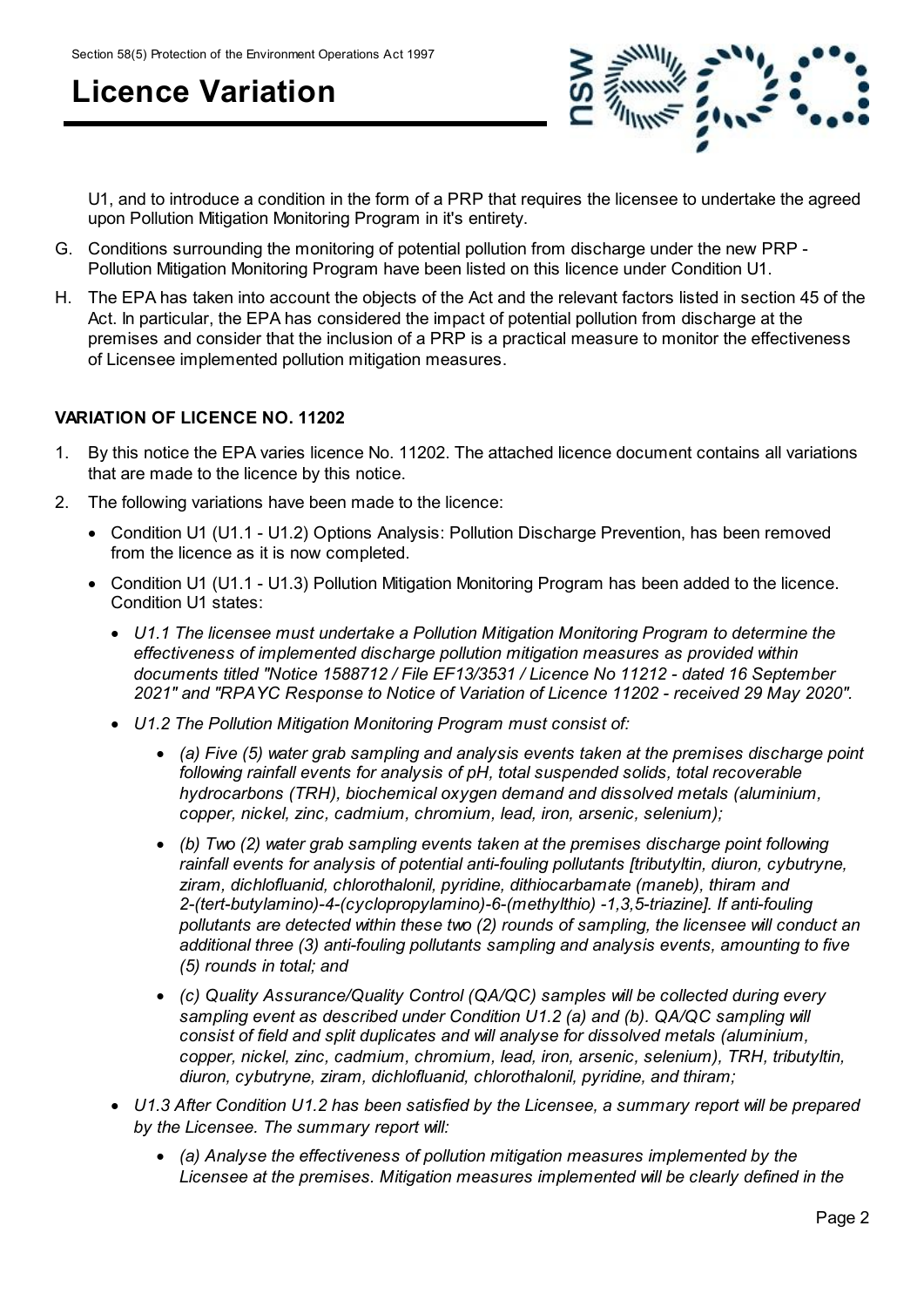U1, and to introduce a condition in the form of a PRP that requires the licensee to undertake the agreed upon Pollution Mitigation Monitoring Program in it's entirety.

G. Conditions surrounding the monitoring of potential pollution from discharge under the new PRP - Pollution Mitigation Monitoring Program have been listed on this licence under Condition U1.

H. The EPA has taken into account the objects of the Act and the relevant factors listed in section 45 of the Act. In particular, the EPA has considered the impact of potential pollution from discharge at the premises and consider that the inclusion of a PRP is a practical measure to monitor the effectiveness of Licensee implemented pollution mitigation measures.

**VARIATION OF LICENCE NO. 11202**

1. By this notice the EPA varies licence No. 11202. The attached licence document contains all variations that are made to the licence by this notice.
2. The following variations have been made to the licence:
   - Condition U1 (U1.1 - U1.2) Options Analysis: Pollution Discharge Prevention, has been removed from the licence as it is now completed.
   - Condition U1 (U1.1 - U1.3) Pollution Mitigation Monitoring Program has been added to the licence. Condition U1 states:
     - *U1.1 The licensee must undertake a Pollution Mitigation Monitoring Program to determine the effectiveness of implemented discharge pollution mitigation measures as provided within documents titled "Notice 1588712 / File EF13/3531 / Licence No 11212 - dated 16 September 2021" and "RPAYC Response to Notice of Variation of Licence 11202 - received 29 May 2020".*
     - *U1.2 The Pollution Mitigation Monitoring Program must consist of:*
       - *(a) Five (5) water grab sampling and analysis events taken at the premises discharge point following rainfall events for analysis of pH, total suspended solids, total recoverable hydrocarbons (TRH), biochemical oxygen demand and dissolved metals (aluminium, copper, nickel, zinc, cadmium, chromium, lead, iron, arsenic, selenium);*
       - *(b) Two (2) water grab sampling events taken at the premises discharge point following rainfall events for analysis of potential anti-fouling pollutants [tributyltin, diuron, cybutryne, ziram, dichlofluanid, chlorothalonil, pyridine, dithiocarbamate (maneb), thiram and 2-(tert-butylamino)-4-(cyclopropylamino)-6-(methylthio) -1,3,5-triazine]. If anti-fouling pollutants are detected within these two (2) rounds of sampling, the licensee will conduct an additional three (3) anti-fouling pollutants sampling and analysis events, amounting to five (5) rounds in total; and*
       - *(c) Quality Assurance/Quality Control (QA/QC) samples will be collected during every sampling event as described under Condition U1.2 (a) and (b). QA/QC sampling will consist of field and split duplicates and will analyse for dissolved metals (aluminium, copper, nickel, zinc, cadmium, chromium, lead, iron, arsenic, selenium), TRH, tributyltin, diuron, cybutryne, ziram, dichlofluanid, chlorothalonil, pyridine, and thiram;*
     - *U1.3 After Condition U1.2 has been satisfied by the Licensee, a summary report will be prepared by the Licensee. The summary report will:*
       - *(a) Analyse the effectiveness of pollution mitigation measures implemented by the Licensee at the premises. Mitigation measures implemented will be clearly defined in the*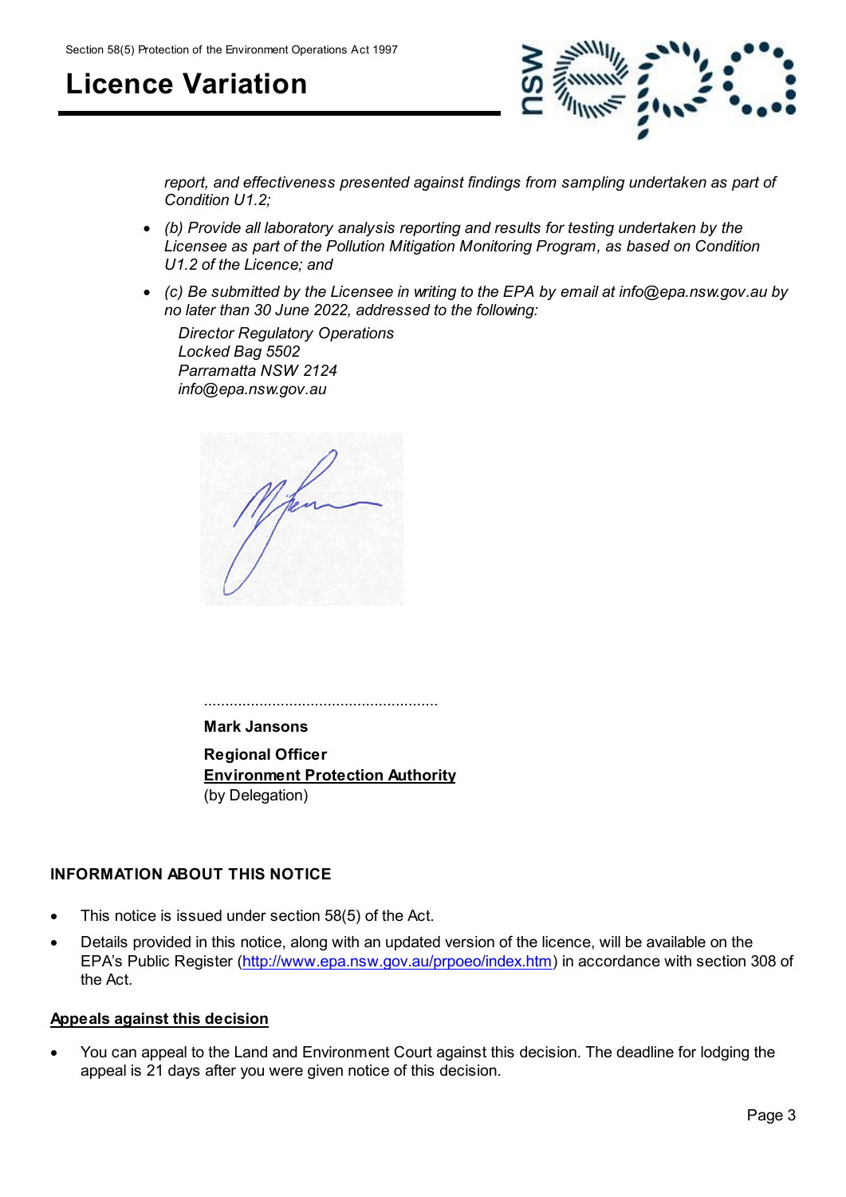*report, and effectiveness presented against findings from sampling undertaken as part of Condition U1.2;*

- *(b) Provide all laboratory analysis reporting and results for testing undertaken by the Licensee as part of the Pollution Mitigation Monitoring Program, as based on Condition U1.2 of the Licence; and*
- *(c) Be submitted by the Licensee in writing to the EPA by email at info@epa.nsw.gov.au by no later than 30 June 2022, addressed to the following:*

  *Director Regulatory Operations*
  *Locked Bag 5502*
  *Parramatta NSW 2124*
  *info@epa.nsw.gov.au*

.......................................................

**Mark Jansons**

**Regional Officer**
**Environment Protection Authority**
(by Delegation)

**INFORMATION ABOUT THIS NOTICE**

- This notice is issued under section 58(5) of the Act.
- Details provided in this notice, along with an updated version of the licence, will be available on the EPA's Public Register (http://www.epa.nsw.gov.au/prpoeo/index.htm) in accordance with section 308 of the Act.

**Appeals against this decision**

- You can appeal to the Land and Environment Court against this decision. The deadline for lodging the appeal is 21 days after you were given notice of this decision.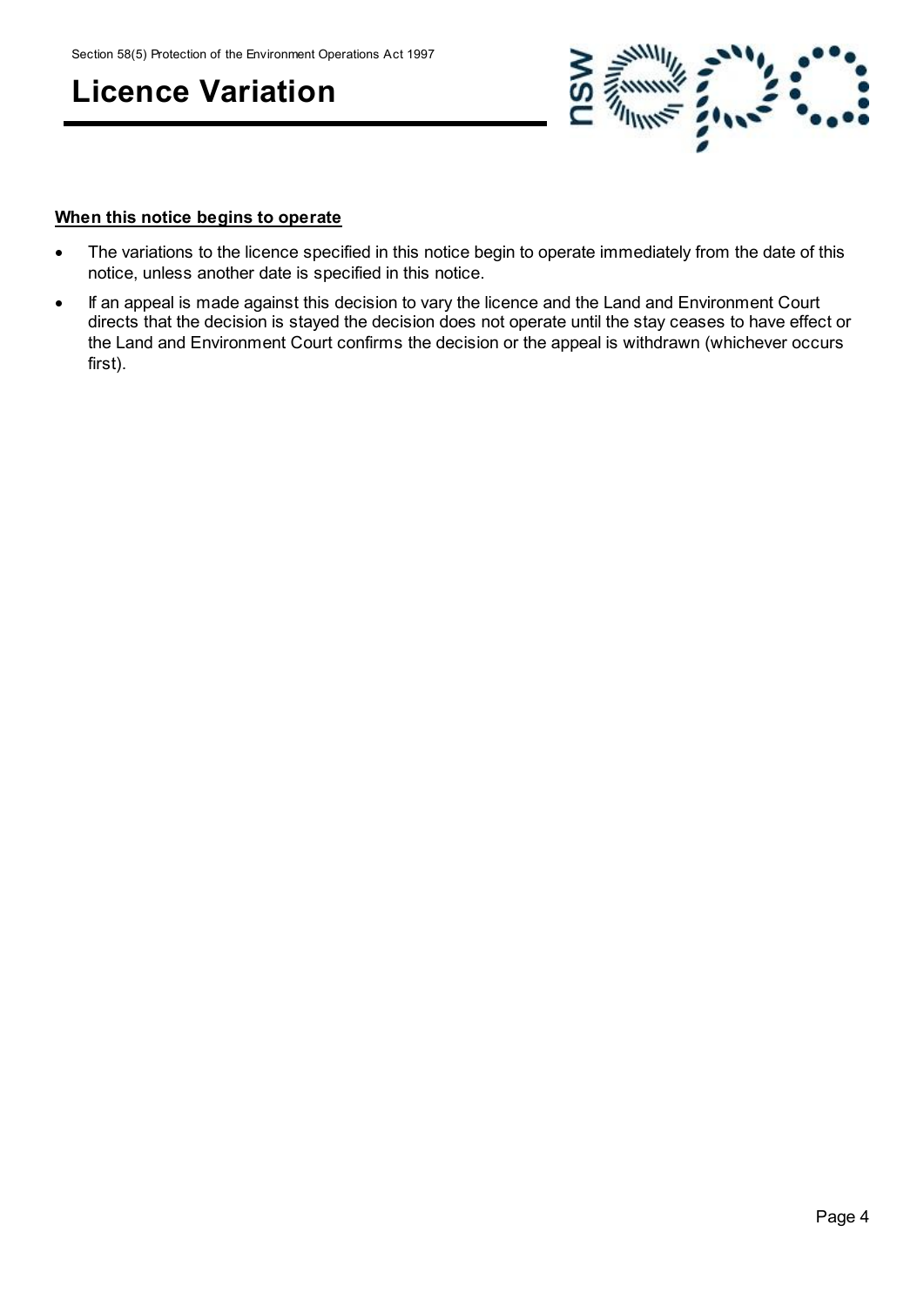**When this notice begins to operate**

- The variations to the licence specified in this notice begin to operate immediately from the date of this notice, unless another date is specified in this notice.
- If an appeal is made against this decision to vary the licence and the Land and Environment Court directs that the decision is stayed the decision does not operate until the stay ceases to have effect or the Land and Environment Court confirms the decision or the appeal is withdrawn (whichever occurs first).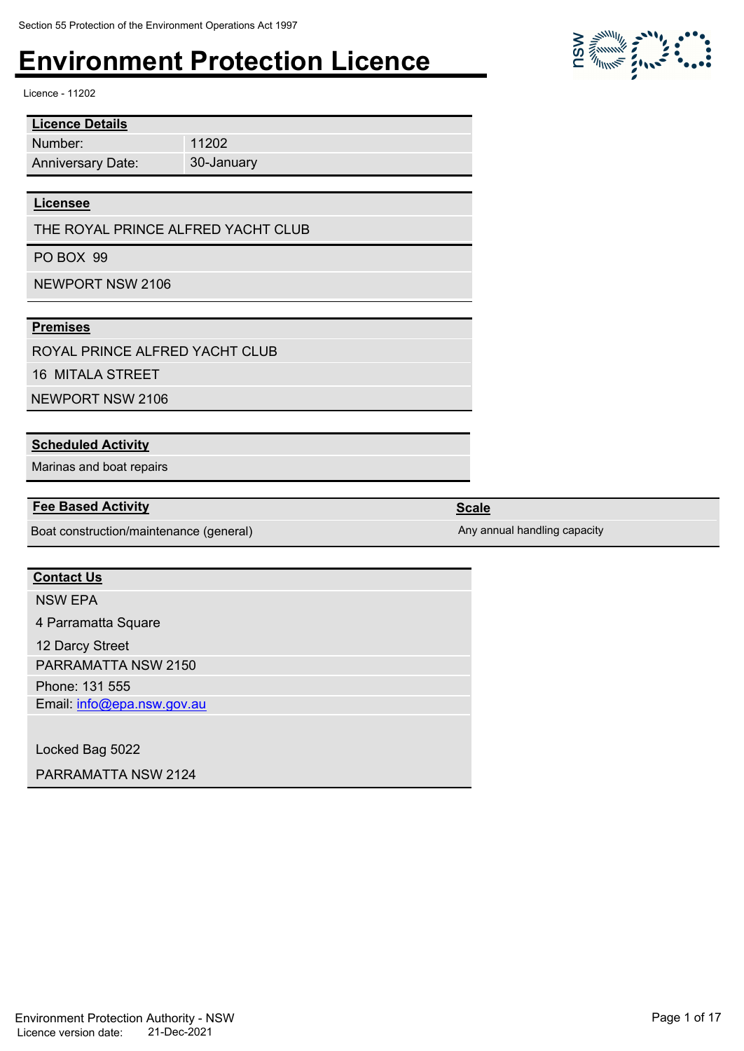Section 55 Protection of the Environment Operations Act 1997

# Environment Protection Licence

Licence - 11202

| **Licence Details** | |
|---|---|
| Number: | 11202 |
| Anniversary Date: | 30-January |

**Licensee**

THE ROYAL PRINCE ALFRED YACHT CLUB

PO BOX 99

NEWPORT NSW 2106

**Premises**

ROYAL PRINCE ALFRED YACHT CLUB

16 MITALA STREET

NEWPORT NSW 2106

**Scheduled Activity**

Marinas and boat repairs

| **Fee Based Activity** | **Scale** |
|---|---|
| Boat construction/maintenance (general) | Any annual handling capacity |

**Contact Us**

NSW EPA

4 Parramatta Square

12 Darcy Street

PARRAMATTA NSW 2150

Phone: 131 555

Email: info@epa.nsw.gov.au

Locked Bag 5022

PARRAMATTA NSW 2124

Environment Protection Authority - NSW

Licence version date: 21-Dec-2021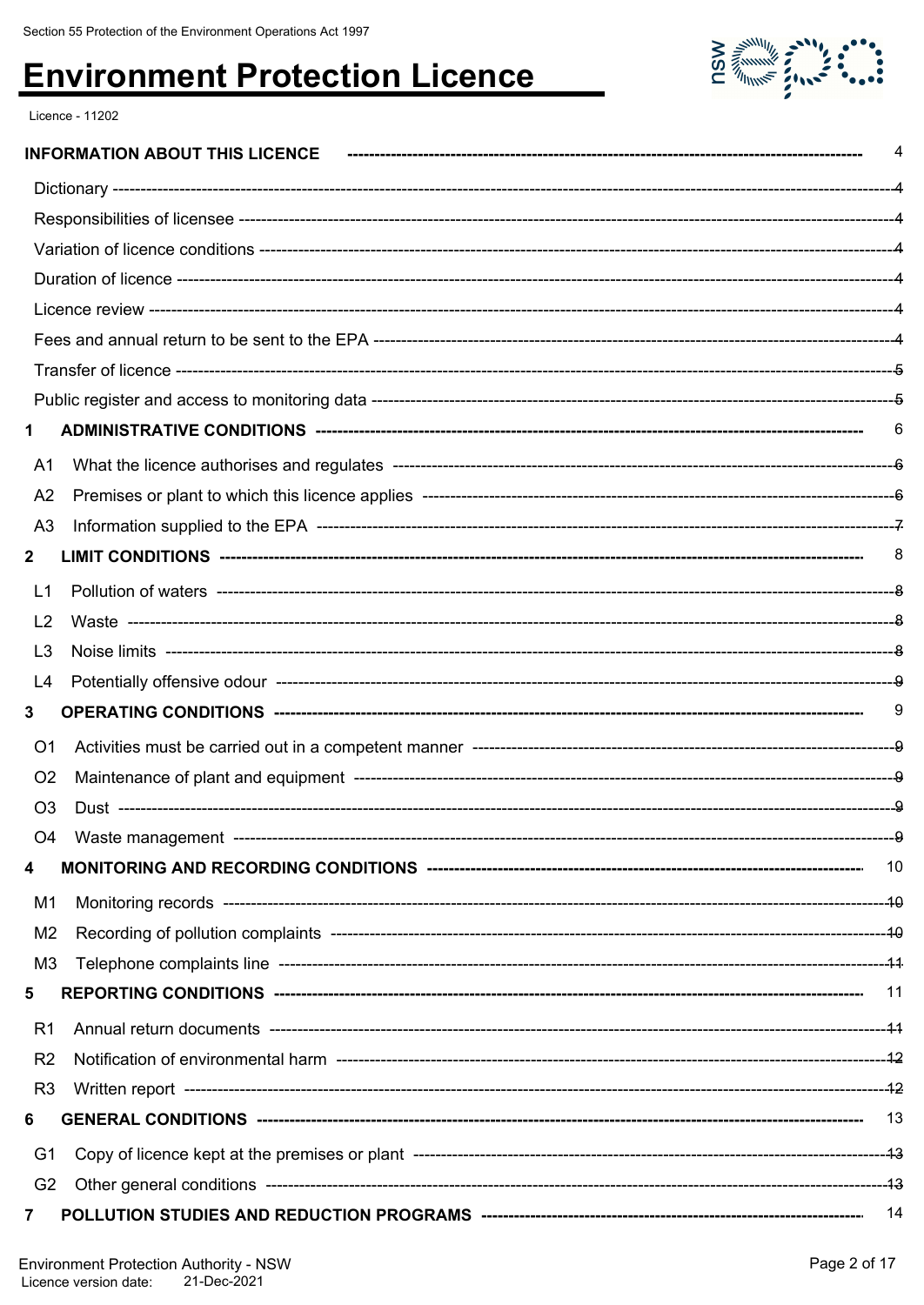# Environment Protection Licence

Licence - 11202

| | |
|---|---|
| **INFORMATION ABOUT THIS LICENCE** | 4 |
| Dictionary | 4 |
| Responsibilities of licensee | 4 |
| Variation of licence conditions | 4 |
| Duration of licence | 4 |
| Licence review | 4 |
| Fees and annual return to be sent to the EPA | 4 |
| Transfer of licence | 5 |
| Public register and access to monitoring data | 5 |
| **1 ADMINISTRATIVE CONDITIONS** | 6 |
| A1 What the licence authorises and regulates | 6 |
| A2 Premises or plant to which this licence applies | 6 |
| A3 Information supplied to the EPA | 7 |
| **2 LIMIT CONDITIONS** | 8 |
| L1 Pollution of waters | 8 |
| L2 Waste | 8 |
| L3 Noise limits | 8 |
| L4 Potentially offensive odour | 9 |
| **3 OPERATING CONDITIONS** | 9 |
| O1 Activities must be carried out in a competent manner | 9 |
| O2 Maintenance of plant and equipment | 9 |
| O3 Dust | 9 |
| O4 Waste management | 9 |
| **4 MONITORING AND RECORDING CONDITIONS** | 10 |
| M1 Monitoring records | 10 |
| M2 Recording of pollution complaints | 10 |
| M3 Telephone complaints line | 11 |
| **5 REPORTING CONDITIONS** | 11 |
| R1 Annual return documents | 11 |
| R2 Notification of environmental harm | 12 |
| R3 Written report | 12 |
| **6 GENERAL CONDITIONS** | 13 |
| G1 Copy of licence kept at the premises or plant | 13 |
| G2 Other general conditions | 13 |
| **7 POLLUTION STUDIES AND REDUCTION PROGRAMS** | 14 |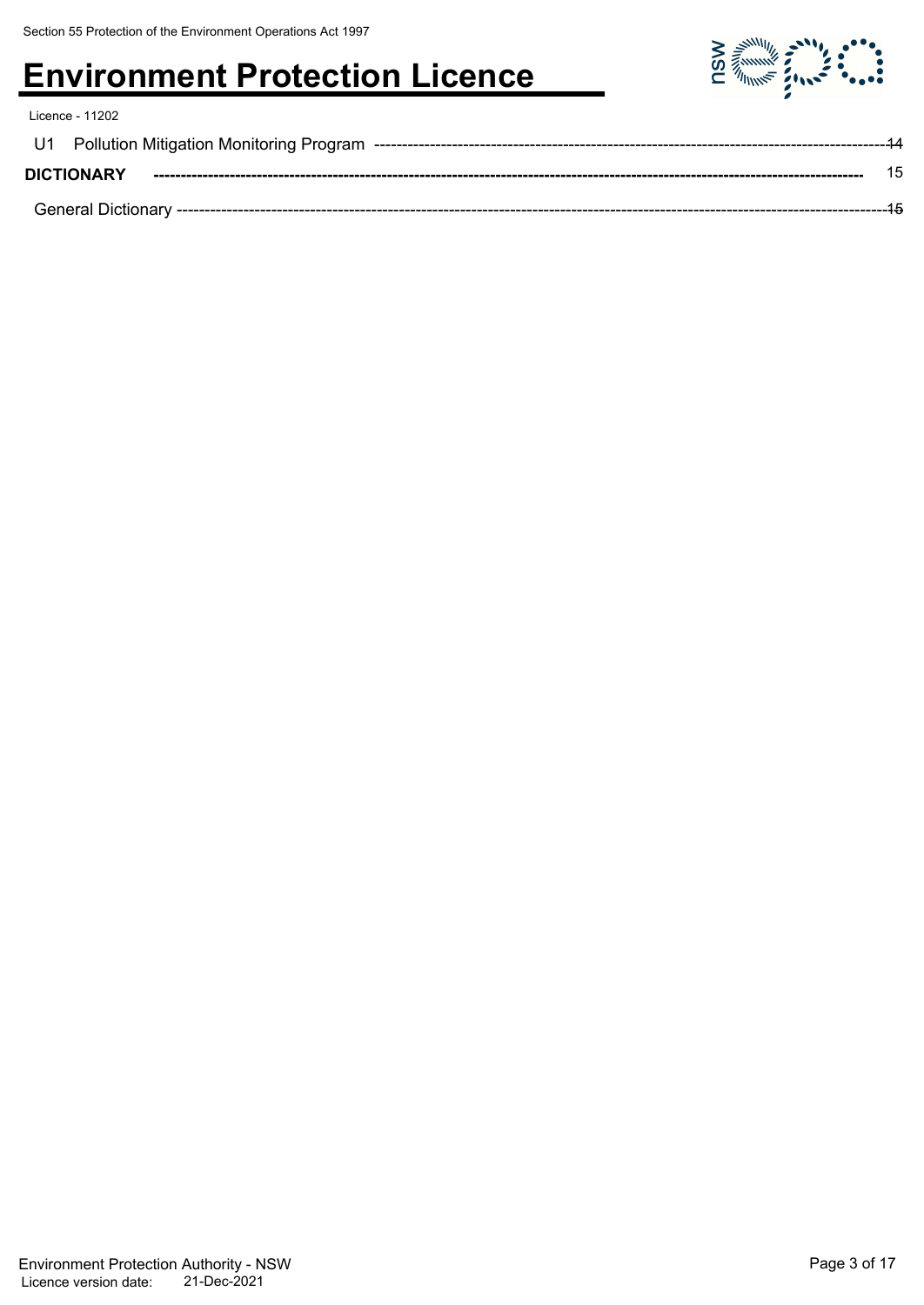U1 Pollution Mitigation Monitoring Program ---------------------------------------------------------------------------------------- 14

**DICTIONARY** ---------------------------------------------------------------------------------------------------------------------- 15

General Dictionary ------------------------------------------------------------------------------------------------------------------------ 15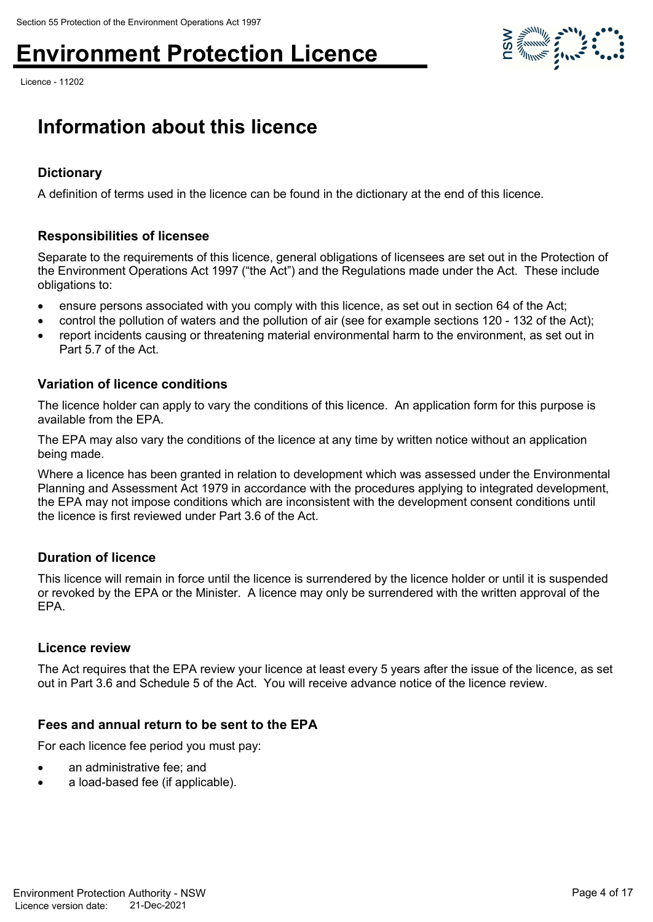# Information about this licence

### Dictionary

A definition of terms used in the licence can be found in the dictionary at the end of this licence.

### Responsibilities of licensee

Separate to the requirements of this licence, general obligations of licensees are set out in the Protection of the Environment Operations Act 1997 ("the Act") and the Regulations made under the Act. These include obligations to:

- ensure persons associated with you comply with this licence, as set out in section 64 of the Act;
- control the pollution of waters and the pollution of air (see for example sections 120 - 132 of the Act);
- report incidents causing or threatening material environmental harm to the environment, as set out in Part 5.7 of the Act.

### Variation of licence conditions

The licence holder can apply to vary the conditions of this licence. An application form for this purpose is available from the EPA.

The EPA may also vary the conditions of the licence at any time by written notice without an application being made.

Where a licence has been granted in relation to development which was assessed under the Environmental Planning and Assessment Act 1979 in accordance with the procedures applying to integrated development, the EPA may not impose conditions which are inconsistent with the development consent conditions until the licence is first reviewed under Part 3.6 of the Act.

### Duration of licence

This licence will remain in force until the licence is surrendered by the licence holder or until it is suspended or revoked by the EPA or the Minister. A licence may only be surrendered with the written approval of the EPA.

### Licence review

The Act requires that the EPA review your licence at least every 5 years after the issue of the licence, as set out in Part 3.6 and Schedule 5 of the Act. You will receive advance notice of the licence review.

### Fees and annual return to be sent to the EPA

For each licence fee period you must pay:

- an administrative fee; and
- a load-based fee (if applicable).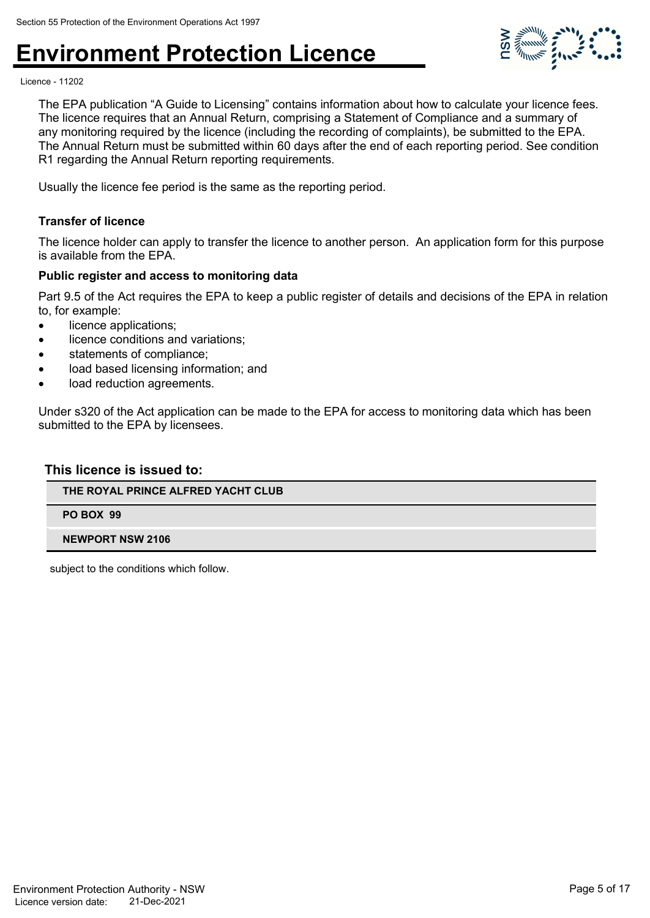The EPA publication “A Guide to Licensing” contains information about how to calculate your licence fees. The licence requires that an Annual Return, comprising a Statement of Compliance and a summary of any monitoring required by the licence (including the recording of complaints), be submitted to the EPA. The Annual Return must be submitted within 60 days after the end of each reporting period. See condition R1 regarding the Annual Return reporting requirements.

Usually the licence fee period is the same as the reporting period.

### Transfer of licence

The licence holder can apply to transfer the licence to another person. An application form for this purpose is available from the EPA.

### Public register and access to monitoring data

Part 9.5 of the Act requires the EPA to keep a public register of details and decisions of the EPA in relation to, for example:

- licence applications;
- licence conditions and variations;
- statements of compliance;
- load based licensing information; and
- load reduction agreements.

Under s320 of the Act application can be made to the EPA for access to monitoring data which has been submitted to the EPA by licensees.

### This licence is issued to:

| THE ROYAL PRINCE ALFRED YACHT CLUB |
|---|
| PO BOX 99 |
| NEWPORT NSW 2106 |

subject to the conditions which follow.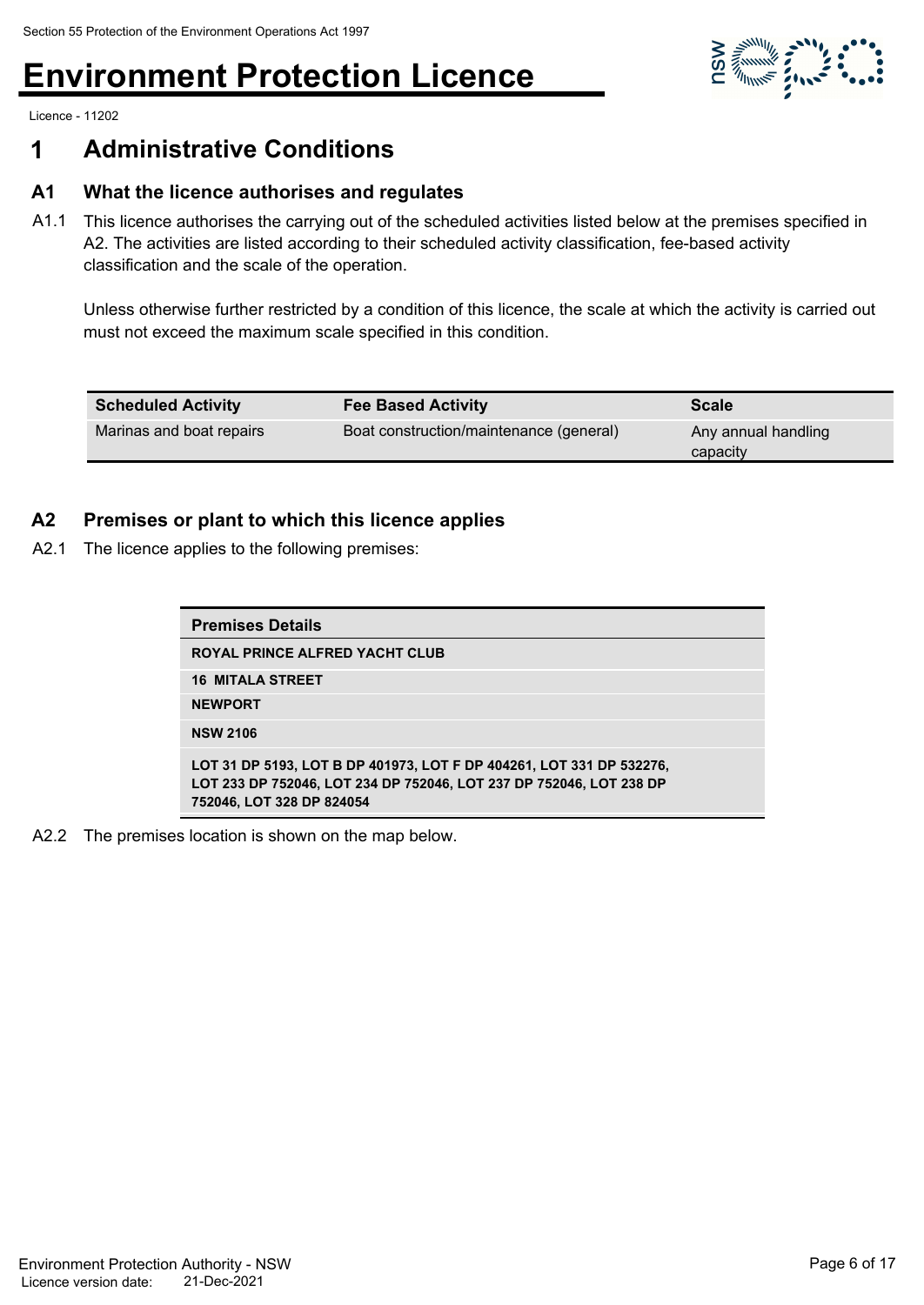# Environment Protection Licence

Licence - 11202

## 1 Administrative Conditions

### A1 What the licence authorises and regulates

A1.1 This licence authorises the carrying out of the scheduled activities listed below at the premises specified in A2. The activities are listed according to their scheduled activity classification, fee-based activity classification and the scale of the operation.

Unless otherwise further restricted by a condition of this licence, the scale at which the activity is carried out must not exceed the maximum scale specified in this condition.

| Scheduled Activity | Fee Based Activity | Scale |
| --- | --- | --- |
| Marinas and boat repairs | Boat construction/maintenance (general) | Any annual handling capacity |

### A2 Premises or plant to which this licence applies

A2.1 The licence applies to the following premises:

| Premises Details |
| --- |
| ROYAL PRINCE ALFRED YACHT CLUB |
| 16 MITALA STREET |
| NEWPORT |
| NSW 2106 |
| LOT 31 DP 5193, LOT B DP 401973, LOT F DP 404261, LOT 331 DP 532276, LOT 233 DP 752046, LOT 234 DP 752046, LOT 237 DP 752046, LOT 238 DP 752046, LOT 328 DP 824054 |

A2.2 The premises location is shown on the map below.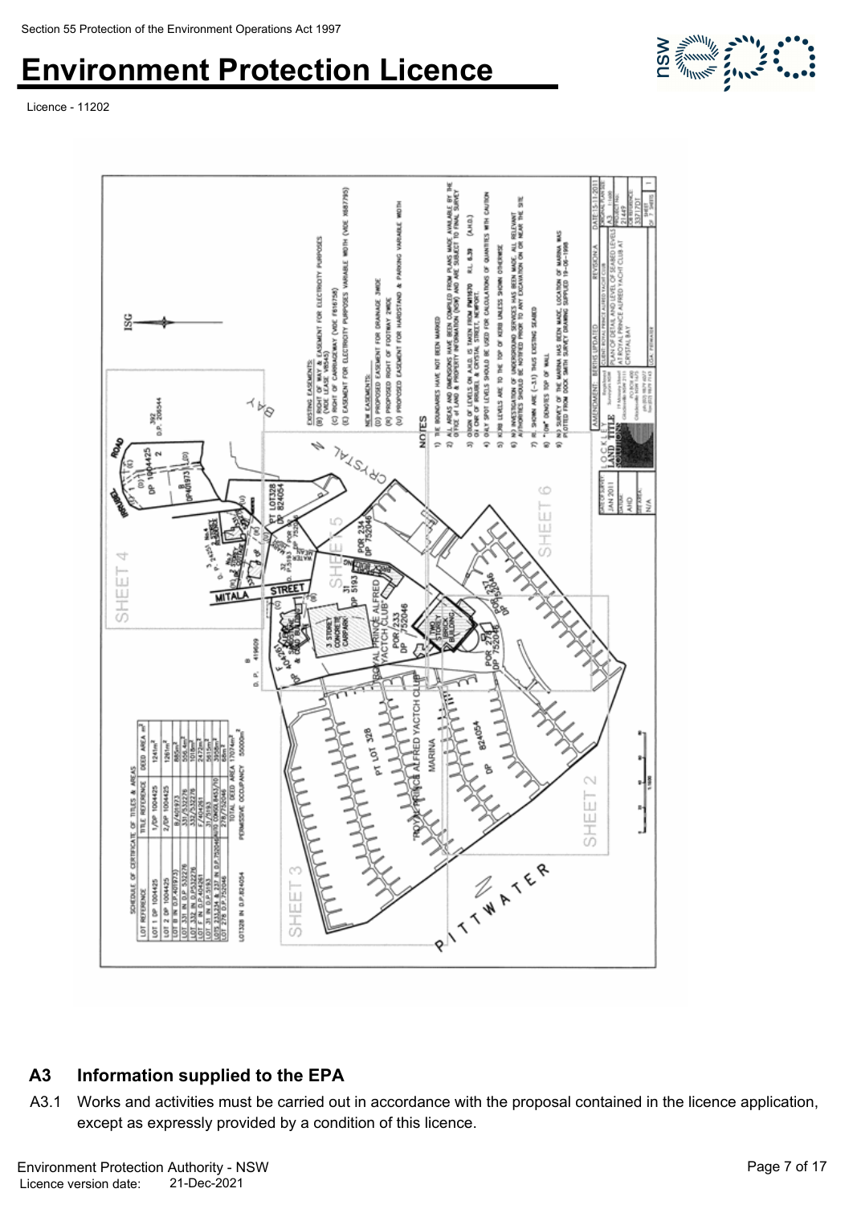## A3 Information supplied to the EPA

A3.1 Works and activities must be carried out in accordance with the proposal contained in the licence application, except as expressly provided by a condition of this licence.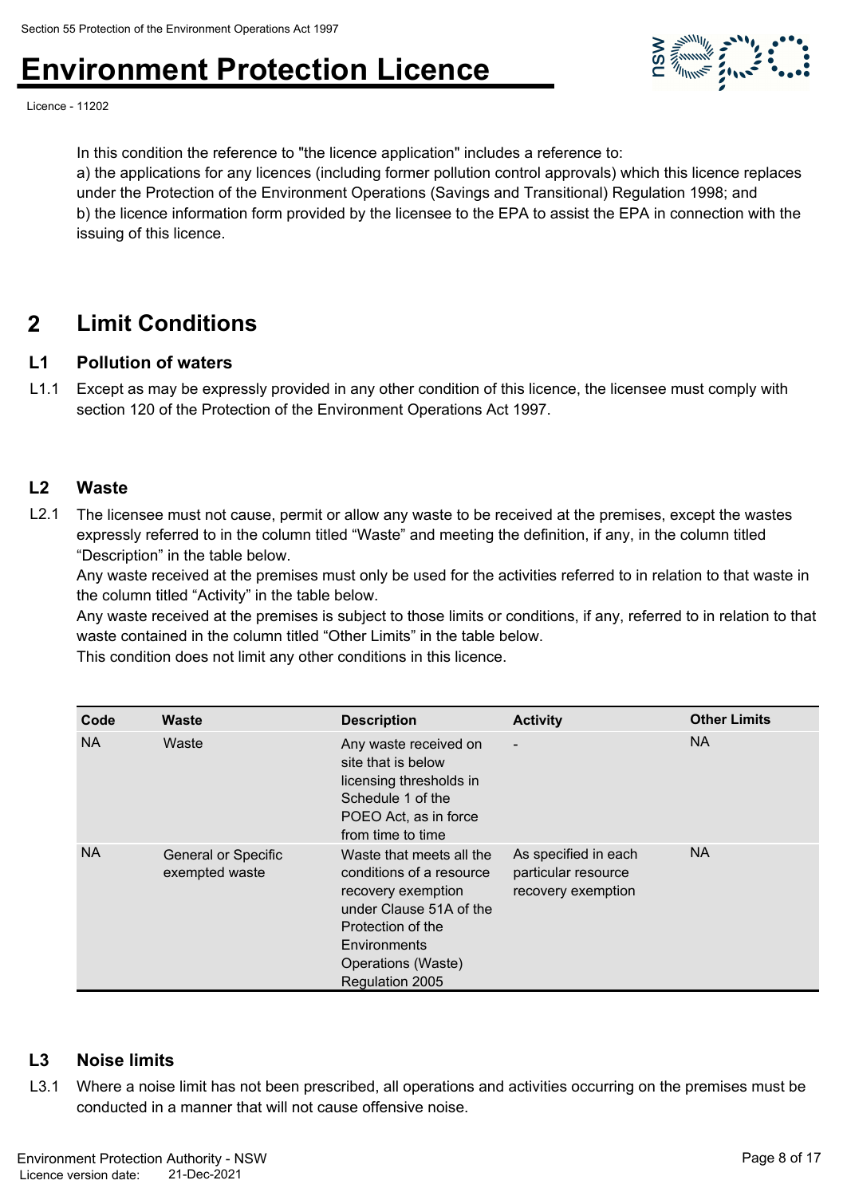In this condition the reference to "the licence application" includes a reference to:

a) the applications for any licences (including former pollution control approvals) which this licence replaces under the Protection of the Environment Operations (Savings and Transitional) Regulation 1998; and

b) the licence information form provided by the licensee to the EPA to assist the EPA in connection with the issuing of this licence.

## 2 Limit Conditions

### L1 Pollution of waters

L1.1 Except as may be expressly provided in any other condition of this licence, the licensee must comply with section 120 of the Protection of the Environment Operations Act 1997.

### L2 Waste

L2.1 The licensee must not cause, permit or allow any waste to be received at the premises, except the wastes expressly referred to in the column titled "Waste" and meeting the definition, if any, in the column titled "Description" in the table below.

Any waste received at the premises must only be used for the activities referred to in relation to that waste in the column titled "Activity" in the table below.

Any waste received at the premises is subject to those limits or conditions, if any, referred to in relation to that waste contained in the column titled "Other Limits" in the table below.

This condition does not limit any other conditions in this licence.

| Code | Waste | Description | Activity | Other Limits |
|---|---|---|---|---|
| NA | Waste | Any waste received on site that is below licensing thresholds in Schedule 1 of the POEO Act, as in force from time to time | - | NA |
| NA | General or Specific exempted waste | Waste that meets all the conditions of a resource recovery exemption under Clause 51A of the Protection of the Environments Operations (Waste) Regulation 2005 | As specified in each particular resource recovery exemption | NA |

### L3 Noise limits

L3.1 Where a noise limit has not been prescribed, all operations and activities occurring on the premises must be conducted in a manner that will not cause offensive noise.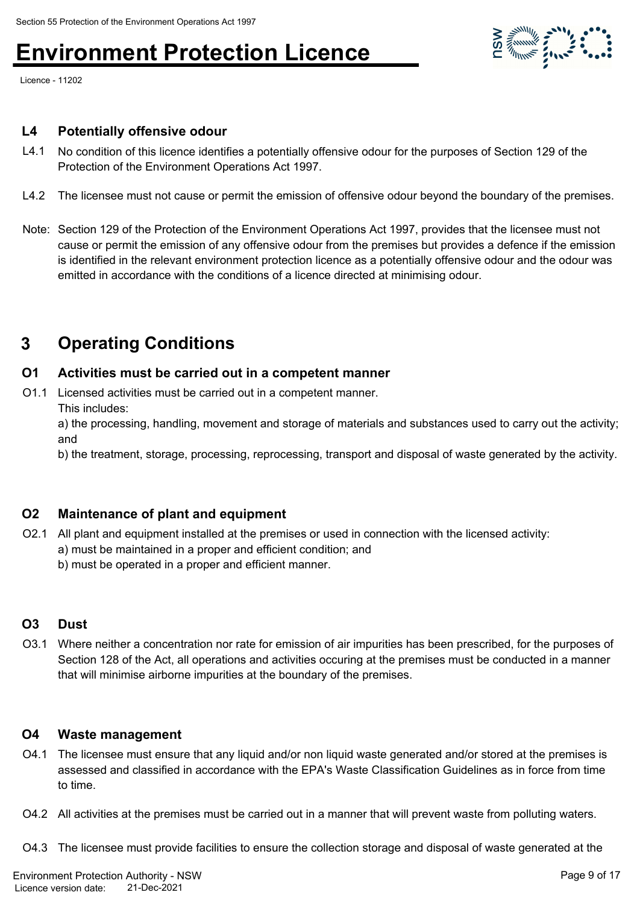### L4 Potentially offensive odour

L4.1 No condition of this licence identifies a potentially offensive odour for the purposes of Section 129 of the Protection of the Environment Operations Act 1997.

L4.2 The licensee must not cause or permit the emission of offensive odour beyond the boundary of the premises.

Note: Section 129 of the Protection of the Environment Operations Act 1997, provides that the licensee must not cause or permit the emission of any offensive odour from the premises but provides a defence if the emission is identified in the relevant environment protection licence as a potentially offensive odour and the odour was emitted in accordance with the conditions of a licence directed at minimising odour.

## 3 Operating Conditions

### O1 Activities must be carried out in a competent manner

O1.1 Licensed activities must be carried out in a competent manner.
This includes:
a) the processing, handling, movement and storage of materials and substances used to carry out the activity; and
b) the treatment, storage, processing, reprocessing, transport and disposal of waste generated by the activity.

### O2 Maintenance of plant and equipment

O2.1 All plant and equipment installed at the premises or used in connection with the licensed activity:
a) must be maintained in a proper and efficient condition; and
b) must be operated in a proper and efficient manner.

### O3 Dust

O3.1 Where neither a concentration nor rate for emission of air impurities has been prescribed, for the purposes of Section 128 of the Act, all operations and activities occuring at the premises must be conducted in a manner that will minimise airborne impurities at the boundary of the premises.

### O4 Waste management

O4.1 The licensee must ensure that any liquid and/or non liquid waste generated and/or stored at the premises is assessed and classified in accordance with the EPA's Waste Classification Guidelines as in force from time to time.

O4.2 All activities at the premises must be carried out in a manner that will prevent waste from polluting waters.

O4.3 The licensee must provide facilities to ensure the collection storage and disposal of waste generated at the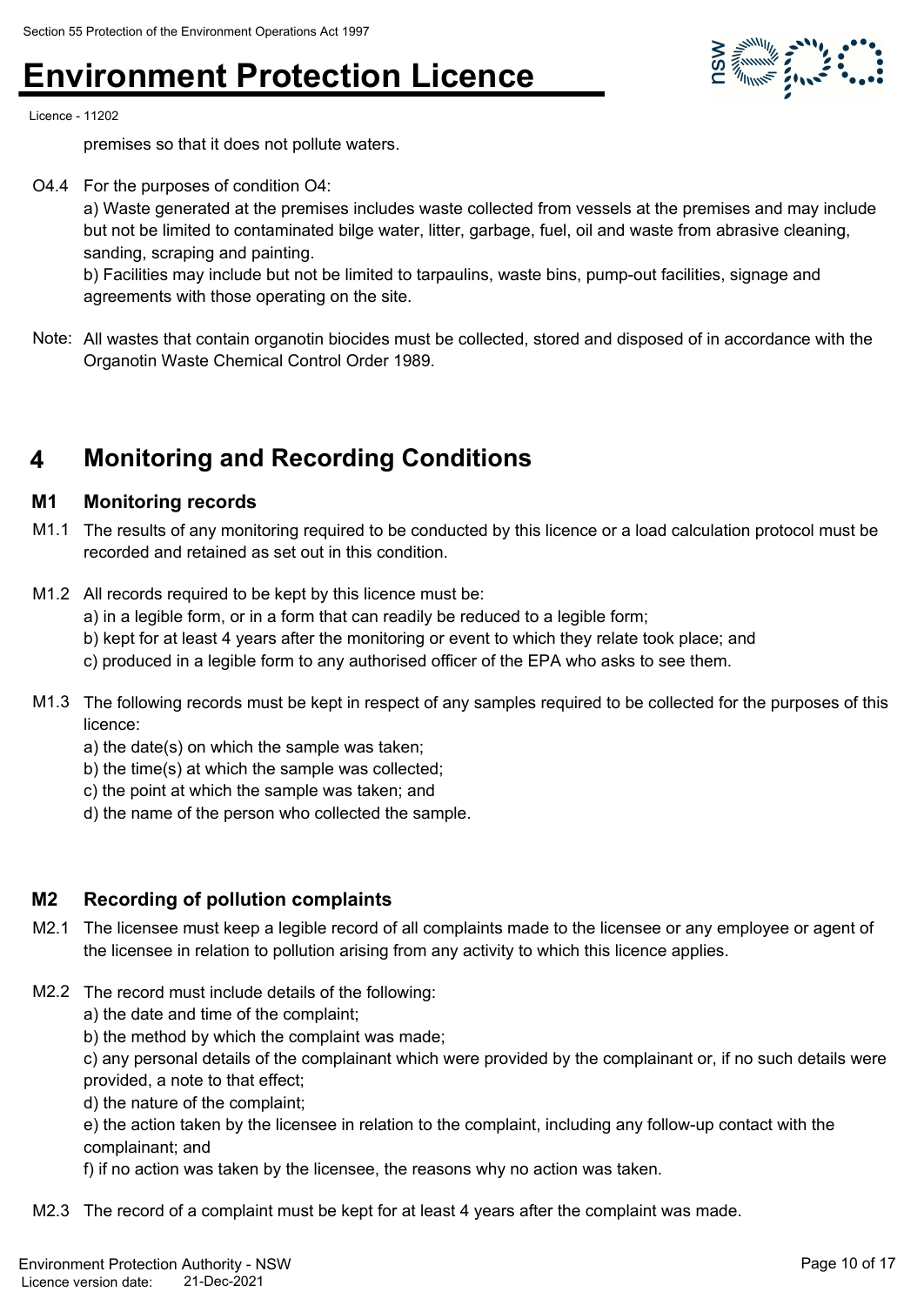premises so that it does not pollute waters.

O4.4 For the purposes of condition O4:

a) Waste generated at the premises includes waste collected from vessels at the premises and may include but not be limited to contaminated bilge water, litter, garbage, fuel, oil and waste from abrasive cleaning, sanding, scraping and painting.

b) Facilities may include but not be limited to tarpaulins, waste bins, pump-out facilities, signage and agreements with those operating on the site.

Note: All wastes that contain organotin biocides must be collected, stored and disposed of in accordance with the Organotin Waste Chemical Control Order 1989.

# 4 Monitoring and Recording Conditions

## M1 Monitoring records

M1.1 The results of any monitoring required to be conducted by this licence or a load calculation protocol must be recorded and retained as set out in this condition.

M1.2 All records required to be kept by this licence must be:

a) in a legible form, or in a form that can readily be reduced to a legible form;

b) kept for at least 4 years after the monitoring or event to which they relate took place; and

c) produced in a legible form to any authorised officer of the EPA who asks to see them.

M1.3 The following records must be kept in respect of any samples required to be collected for the purposes of this licence:

a) the date(s) on which the sample was taken;

b) the time(s) at which the sample was collected;

c) the point at which the sample was taken; and

d) the name of the person who collected the sample.

## M2 Recording of pollution complaints

M2.1 The licensee must keep a legible record of all complaints made to the licensee or any employee or agent of the licensee in relation to pollution arising from any activity to which this licence applies.

M2.2 The record must include details of the following:

a) the date and time of the complaint;

b) the method by which the complaint was made;

c) any personal details of the complainant which were provided by the complainant or, if no such details were provided, a note to that effect;

d) the nature of the complaint;

e) the action taken by the licensee in relation to the complaint, including any follow-up contact with the complainant; and

f) if no action was taken by the licensee, the reasons why no action was taken.

M2.3 The record of a complaint must be kept for at least 4 years after the complaint was made.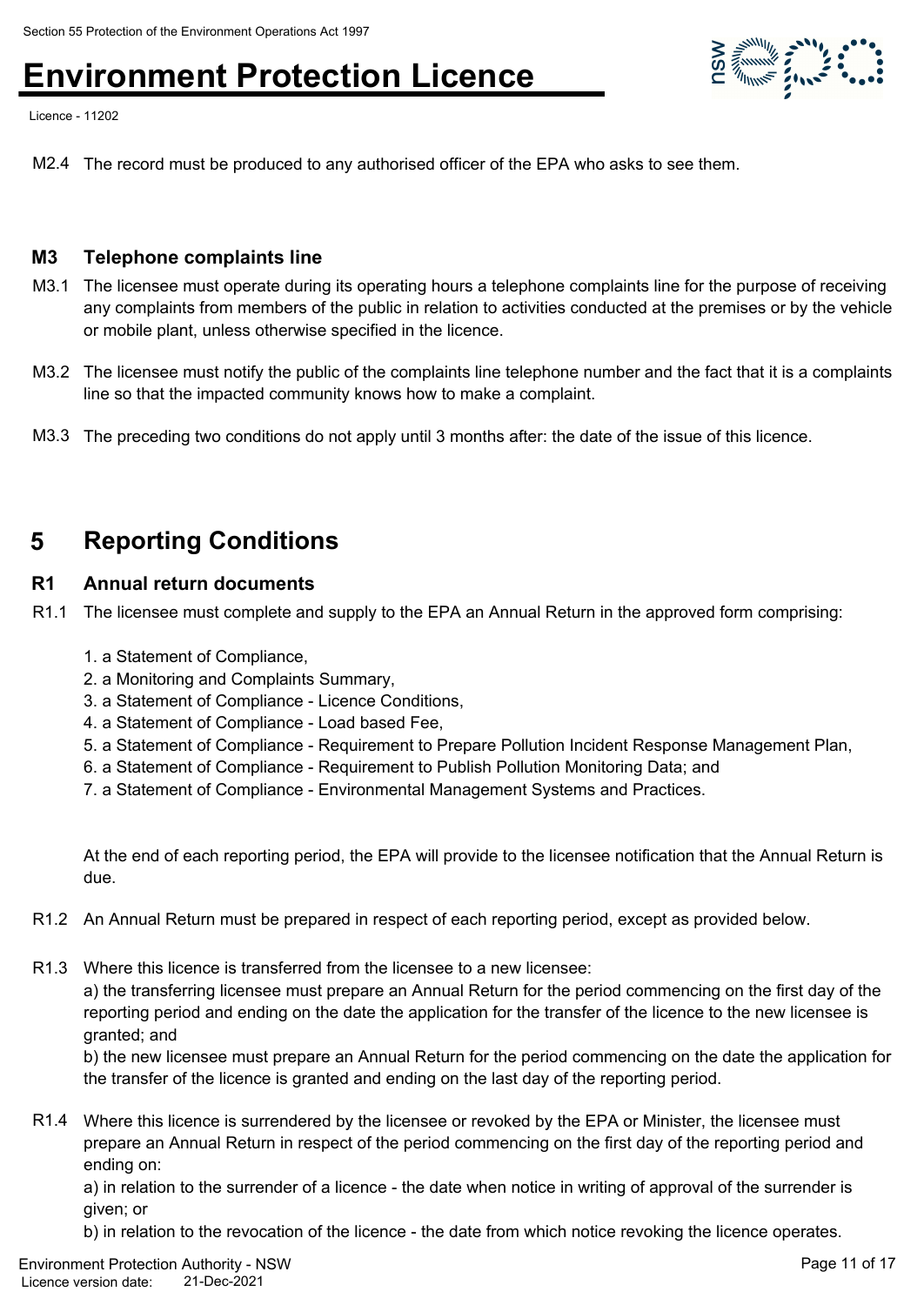M2.4 The record must be produced to any authorised officer of the EPA who asks to see them.

### M3 Telephone complaints line

M3.1 The licensee must operate during its operating hours a telephone complaints line for the purpose of receiving any complaints from members of the public in relation to activities conducted at the premises or by the vehicle or mobile plant, unless otherwise specified in the licence.

M3.2 The licensee must notify the public of the complaints line telephone number and the fact that it is a complaints line so that the impacted community knows how to make a complaint.

M3.3 The preceding two conditions do not apply until 3 months after: the date of the issue of this licence.

## 5 Reporting Conditions

### R1 Annual return documents

R1.1 The licensee must complete and supply to the EPA an Annual Return in the approved form comprising:

1. a Statement of Compliance,
2. a Monitoring and Complaints Summary,
3. a Statement of Compliance - Licence Conditions,
4. a Statement of Compliance - Load based Fee,
5. a Statement of Compliance - Requirement to Prepare Pollution Incident Response Management Plan,
6. a Statement of Compliance - Requirement to Publish Pollution Monitoring Data; and
7. a Statement of Compliance - Environmental Management Systems and Practices.

At the end of each reporting period, the EPA will provide to the licensee notification that the Annual Return is due.

R1.2 An Annual Return must be prepared in respect of each reporting period, except as provided below.

R1.3 Where this licence is transferred from the licensee to a new licensee:
a) the transferring licensee must prepare an Annual Return for the period commencing on the first day of the reporting period and ending on the date the application for the transfer of the licence to the new licensee is granted; and
b) the new licensee must prepare an Annual Return for the period commencing on the date the application for the transfer of the licence is granted and ending on the last day of the reporting period.

R1.4 Where this licence is surrendered by the licensee or revoked by the EPA or Minister, the licensee must prepare an Annual Return in respect of the period commencing on the first day of the reporting period and ending on:
a) in relation to the surrender of a licence - the date when notice in writing of approval of the surrender is given; or
b) in relation to the revocation of the licence - the date from which notice revoking the licence operates.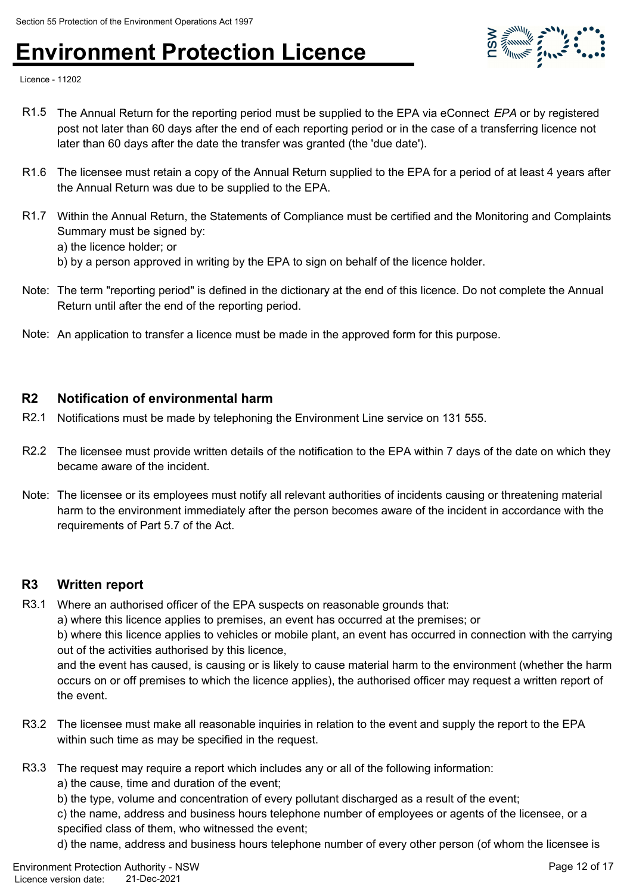R1.5 The Annual Return for the reporting period must be supplied to the EPA via eConnect *EPA* or by registered post not later than 60 days after the end of each reporting period or in the case of a transferring licence not later than 60 days after the date the transfer was granted (the 'due date').

R1.6 The licensee must retain a copy of the Annual Return supplied to the EPA for a period of at least 4 years after the Annual Return was due to be supplied to the EPA.

R1.7 Within the Annual Return, the Statements of Compliance must be certified and the Monitoring and Complaints Summary must be signed by:
a) the licence holder; or
b) by a person approved in writing by the EPA to sign on behalf of the licence holder.

Note: The term "reporting period" is defined in the dictionary at the end of this licence. Do not complete the Annual Return until after the end of the reporting period.

Note: An application to transfer a licence must be made in the approved form for this purpose.

## R2 Notification of environmental harm

R2.1 Notifications must be made by telephoning the Environment Line service on 131 555.

R2.2 The licensee must provide written details of the notification to the EPA within 7 days of the date on which they became aware of the incident.

Note: The licensee or its employees must notify all relevant authorities of incidents causing or threatening material harm to the environment immediately after the person becomes aware of the incident in accordance with the requirements of Part 5.7 of the Act.

## R3 Written report

R3.1 Where an authorised officer of the EPA suspects on reasonable grounds that:
a) where this licence applies to premises, an event has occurred at the premises; or
b) where this licence applies to vehicles or mobile plant, an event has occurred in connection with the carrying out of the activities authorised by this licence,
and the event has caused, is causing or is likely to cause material harm to the environment (whether the harm occurs on or off premises to which the licence applies), the authorised officer may request a written report of the event.

R3.2 The licensee must make all reasonable inquiries in relation to the event and supply the report to the EPA within such time as may be specified in the request.

R3.3 The request may require a report which includes any or all of the following information:
a) the cause, time and duration of the event;
b) the type, volume and concentration of every pollutant discharged as a result of the event;
c) the name, address and business hours telephone number of employees or agents of the licensee, or a specified class of them, who witnessed the event;
d) the name, address and business hours telephone number of every other person (of whom the licensee is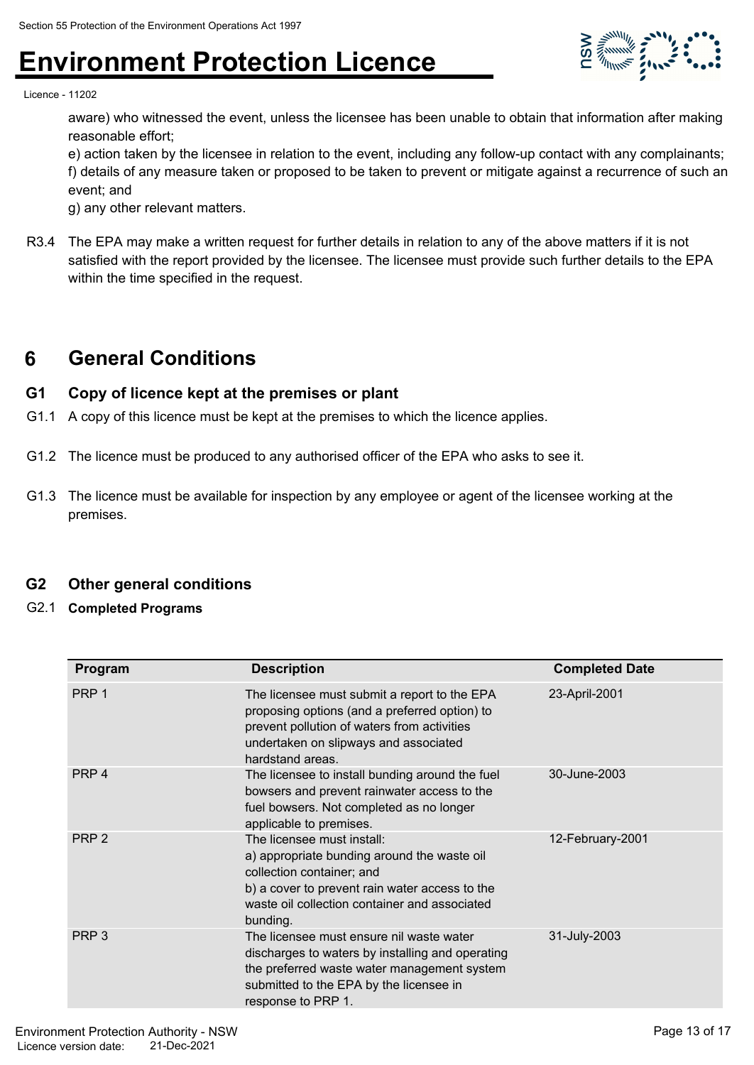aware) who witnessed the event, unless the licensee has been unable to obtain that information after making reasonable effort;

e) action taken by the licensee in relation to the event, including any follow-up contact with any complainants;

f) details of any measure taken or proposed to be taken to prevent or mitigate against a recurrence of such an event; and

g) any other relevant matters.

R3.4 The EPA may make a written request for further details in relation to any of the above matters if it is not satisfied with the report provided by the licensee. The licensee must provide such further details to the EPA within the time specified in the request.

# 6 General Conditions

## G1 Copy of licence kept at the premises or plant

G1.1 A copy of this licence must be kept at the premises to which the licence applies.

G1.2 The licence must be produced to any authorised officer of the EPA who asks to see it.

G1.3 The licence must be available for inspection by any employee or agent of the licensee working at the premises.

## G2 Other general conditions

G2.1 **Completed Programs**

| Program | Description | Completed Date |
|---|---|---|
| PRP 1 | The licensee must submit a report to the EPA proposing options (and a preferred option) to prevent pollution of waters from activities undertaken on slipways and associated hardstand areas. | 23-April-2001 |
| PRP 4 | The licensee to install bunding around the fuel bowsers and prevent rainwater access to the fuel bowsers. Not completed as no longer applicable to premises. | 30-June-2003 |
| PRP 2 | The licensee must install:<br>a) appropriate bunding around the waste oil collection container; and<br>b) a cover to prevent rain water access to the waste oil collection container and associated bunding. | 12-February-2001 |
| PRP 3 | The licensee must ensure nil waste water discharges to waters by installing and operating the preferred waste water management system submitted to the EPA by the licensee in response to PRP 1. | 31-July-2003 |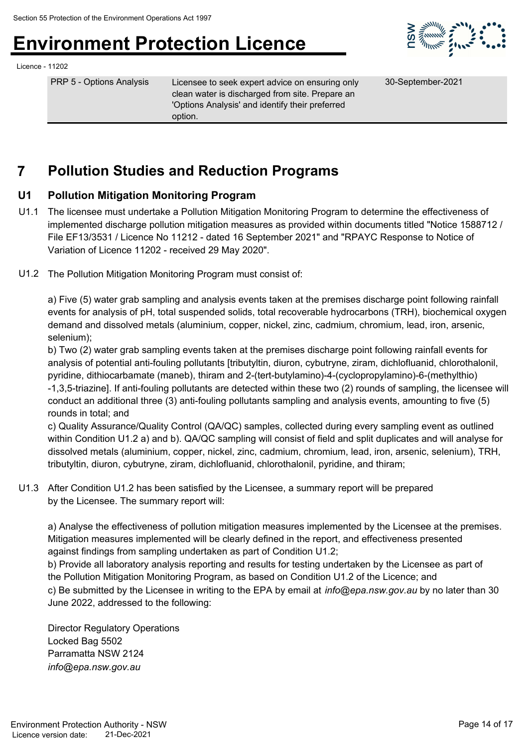| | | |
|---|---|---|
| PRP 5 - Options Analysis | Licensee to seek expert advice on ensuring only clean water is discharged from site. Prepare an 'Options Analysis' and identify their preferred option. | 30-September-2021 |

# 7 Pollution Studies and Reduction Programs

## U1 Pollution Mitigation Monitoring Program

U1.1 The licensee must undertake a Pollution Mitigation Monitoring Program to determine the effectiveness of implemented discharge pollution mitigation measures as provided within documents titled "Notice 1588712 / File EF13/3531 / Licence No 11212 - dated 16 September 2021" and "RPAYC Response to Notice of Variation of Licence 11202 - received 29 May 2020".

U1.2 The Pollution Mitigation Monitoring Program must consist of:

a) Five (5) water grab sampling and analysis events taken at the premises discharge point following rainfall events for analysis of pH, total suspended solids, total recoverable hydrocarbons (TRH), biochemical oxygen demand and dissolved metals (aluminium, copper, nickel, zinc, cadmium, chromium, lead, iron, arsenic, selenium);
b) Two (2) water grab sampling events taken at the premises discharge point following rainfall events for analysis of potential anti-fouling pollutants [tributyltin, diuron, cybutryne, ziram, dichlofluanid, chlorothalonil, pyridine, dithiocarbamate (maneb), thiram and 2-(tert-butylamino)-4-(cyclopropylamino)-6-(methylthio)-1,3,5-triazine]. If anti-fouling pollutants are detected within these two (2) rounds of sampling, the licensee will conduct an additional three (3) anti-fouling pollutants sampling and analysis events, amounting to five (5) rounds in total; and
c) Quality Assurance/Quality Control (QA/QC) samples, collected during every sampling event as outlined within Condition U1.2 a) and b). QA/QC sampling will consist of field and split duplicates and will analyse for dissolved metals (aluminium, copper, nickel, zinc, cadmium, chromium, lead, iron, arsenic, selenium), TRH, tributyltin, diuron, cybutryne, ziram, dichlofluanid, chlorothalonil, pyridine, and thiram;

U1.3 After Condition U1.2 has been satisfied by the Licensee, a summary report will be prepared by the Licensee. The summary report will:

a) Analyse the effectiveness of pollution mitigation measures implemented by the Licensee at the premises. Mitigation measures implemented will be clearly defined in the report, and effectiveness presented against findings from sampling undertaken as part of Condition U1.2;
b) Provide all laboratory analysis reporting and results for testing undertaken by the Licensee as part of the Pollution Mitigation Monitoring Program, as based on Condition U1.2 of the Licence; and
c) Be submitted by the Licensee in writing to the EPA by email at *info@epa.nsw.gov.au* by no later than 30 June 2022, addressed to the following:

Director Regulatory Operations
Locked Bag 5502
Parramatta NSW 2124
*info@epa.nsw.gov.au*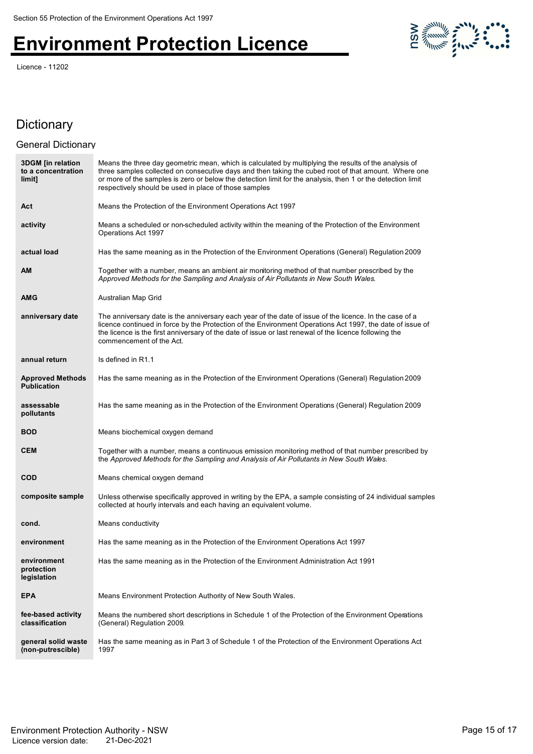# Dictionary

## General Dictionary

| Term | Definition |
|---|---|
| **3DGM [in relation to a concentration limit]** | Means the three day geometric mean, which is calculated by multiplying the results of the analysis of three samples collected on consecutive days and then taking the cubed root of that amount. Where one or more of the samples is zero or below the detection limit for the analysis, then 1 or the detection limit respectively should be used in place of those samples |
| **Act** | Means the Protection of the Environment Operations Act 1997 |
| **activity** | Means a scheduled or non-scheduled activity within the meaning of the Protection of the Environment Operations Act 1997 |
| **actual load** | Has the same meaning as in the Protection of the Environment Operations (General) Regulation 2009 |
| **AM** | Together with a number, means an ambient air monitoring method of that number prescribed by the *Approved Methods for the Sampling and Analysis of Air Pollutants in New South Wales*. |
| **AMG** | Australian Map Grid |
| **anniversary date** | The anniversary date is the anniversary each year of the date of issue of the licence. In the case of a licence continued in force by the Protection of the Environment Operations Act 1997, the date of issue of the licence is the first anniversary of the date of issue or last renewal of the licence following the commencement of the Act. |
| **annual return** | Is defined in R1.1 |
| **Approved Methods Publication** | Has the same meaning as in the Protection of the Environment Operations (General) Regulation 2009 |
| **assessable pollutants** | Has the same meaning as in the Protection of the Environment Operations (General) Regulation 2009 |
| **BOD** | Means biochemical oxygen demand |
| **CEM** | Together with a number, means a continuous emission monitoring method of that number prescribed by the *Approved Methods for the Sampling and Analysis of Air Pollutants in New South Wales*. |
| **COD** | Means chemical oxygen demand |
| **composite sample** | Unless otherwise specifically approved in writing by the EPA, a sample consisting of 24 individual samples collected at hourly intervals and each having an equivalent volume. |
| **cond.** | Means conductivity |
| **environment** | Has the same meaning as in the Protection of the Environment Operations Act 1997 |
| **environment protection legislation** | Has the same meaning as in the Protection of the Environment Administration Act 1991 |
| **EPA** | Means Environment Protection Authority of New South Wales. |
| **fee-based activity classification** | Means the numbered short descriptions in Schedule 1 of the Protection of the Environment Operations (General) Regulation 2009. |
| **general solid waste (non-putrescible)** | Has the same meaning as in Part 3 of Schedule 1 of the Protection of the Environment Operations Act 1997 |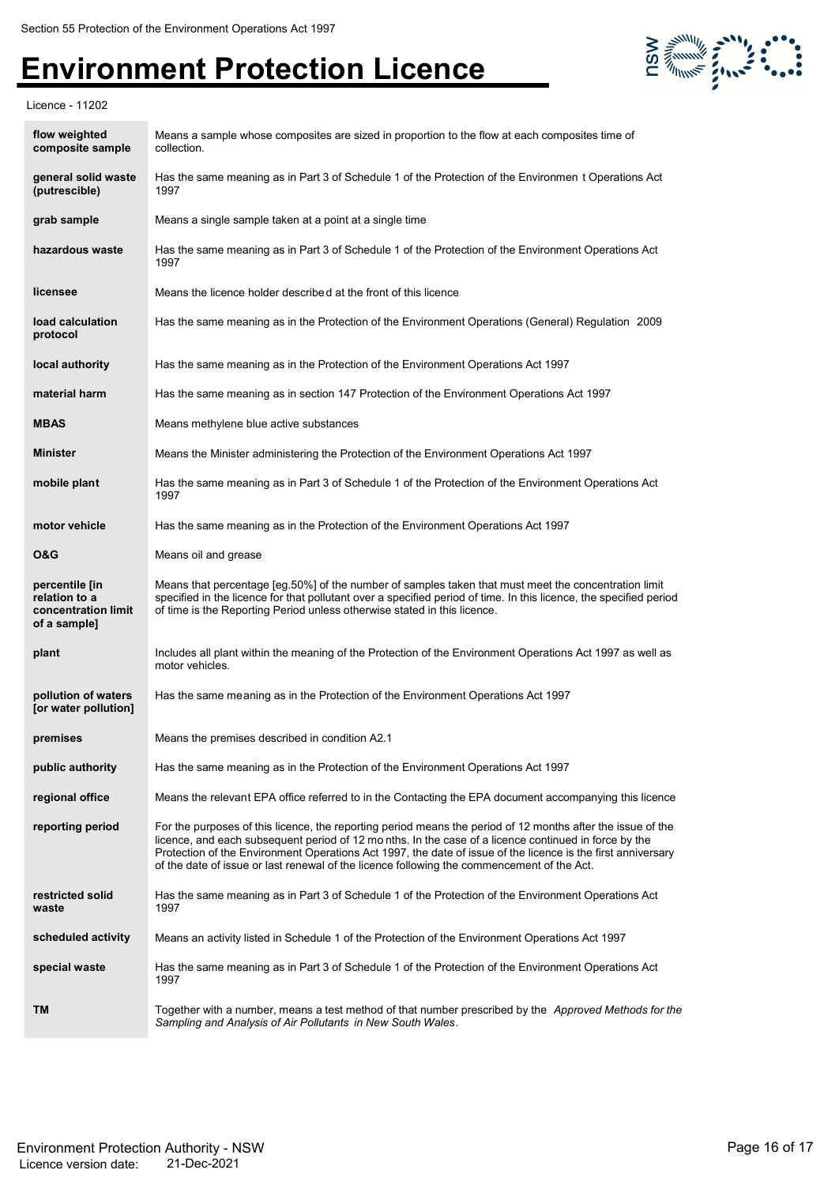| | |
|---|---|
| **flow weighted composite sample** | Means a sample whose composites are sized in proportion to the flow at each composites time of collection. |
| **general solid waste (putrescible)** | Has the same meaning as in Part 3 of Schedule 1 of the Protection of the Environmen t Operations Act 1997 |
| **grab sample** | Means a single sample taken at a point at a single time |
| **hazardous waste** | Has the same meaning as in Part 3 of Schedule 1 of the Protection of the Environment Operations Act 1997 |
| **licensee** | Means the licence holder described at the front of this licence |
| **load calculation protocol** | Has the same meaning as in the Protection of the Environment Operations (General) Regulation 2009 |
| **local authority** | Has the same meaning as in the Protection of the Environment Operations Act 1997 |
| **material harm** | Has the same meaning as in section 147 Protection of the Environment Operations Act 1997 |
| **MBAS** | Means methylene blue active substances |
| **Minister** | Means the Minister administering the Protection of the Environment Operations Act 1997 |
| **mobile plant** | Has the same meaning as in Part 3 of Schedule 1 of the Protection of the Environment Operations Act 1997 |
| **motor vehicle** | Has the same meaning as in the Protection of the Environment Operations Act 1997 |
| **O&G** | Means oil and grease |
| **percentile [in relation to a concentration limit of a sample]** | Means that percentage [eg.50%] of the number of samples taken that must meet the concentration limit specified in the licence for that pollutant over a specified period of time. In this licence, the specified period of time is the Reporting Period unless otherwise stated in this licence. |
| **plant** | Includes all plant within the meaning of the Protection of the Environment Operations Act 1997 as well as motor vehicles. |
| **pollution of waters [or water pollution]** | Has the same meaning as in the Protection of the Environment Operations Act 1997 |
| **premises** | Means the premises described in condition A2.1 |
| **public authority** | Has the same meaning as in the Protection of the Environment Operations Act 1997 |
| **regional office** | Means the relevant EPA office referred to in the Contacting the EPA document accompanying this licence |
| **reporting period** | For the purposes of this licence, the reporting period means the period of 12 months after the issue of the licence, and each subsequent period of 12 mo nths. In the case of a licence continued in force by the Protection of the Environment Operations Act 1997, the date of issue of the licence is the first anniversary of the date of issue or last renewal of the licence following the commencement of the Act. |
| **restricted solid waste** | Has the same meaning as in Part 3 of Schedule 1 of the Protection of the Environment Operations Act 1997 |
| **scheduled activity** | Means an activity listed in Schedule 1 of the Protection of the Environment Operations Act 1997 |
| **special waste** | Has the same meaning as in Part 3 of Schedule 1 of the Protection of the Environment Operations Act 1997 |
| **TM** | Together with a number, means a test method of that number prescribed by the *Approved Methods for the Sampling and Analysis of Air Pollutants in New South Wales*. |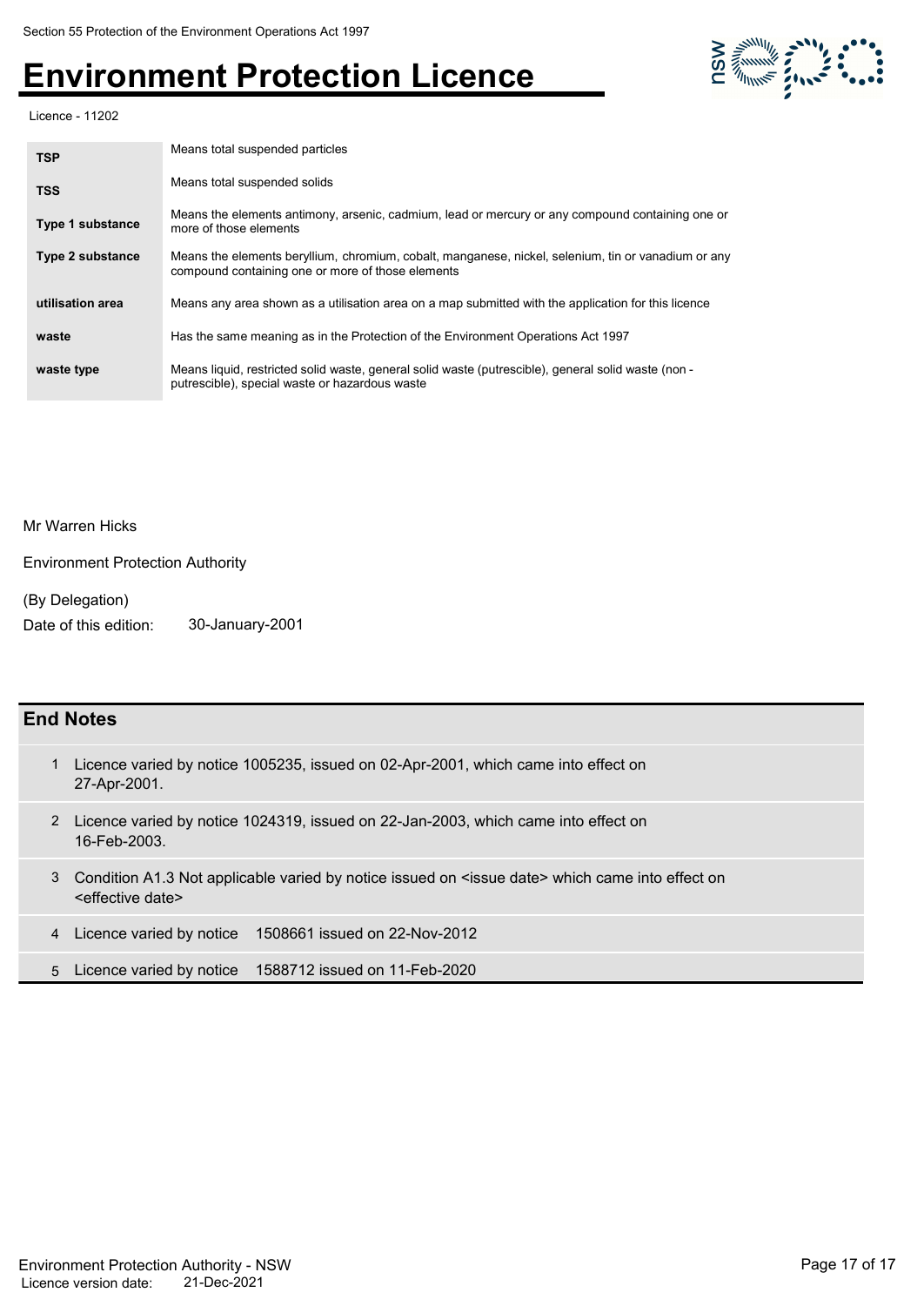| | |
|---|---|
| **TSP** | Means total suspended particles |
| **TSS** | Means total suspended solids |
| **Type 1 substance** | Means the elements antimony, arsenic, cadmium, lead or mercury or any compound containing one or more of those elements |
| **Type 2 substance** | Means the elements beryllium, chromium, cobalt, manganese, nickel, selenium, tin or vanadium or any compound containing one or more of those elements |
| **utilisation area** | Means any area shown as a utilisation area on a map submitted with the application for this licence |
| **waste** | Has the same meaning as in the Protection of the Environment Operations Act 1997 |
| **waste type** | Means liquid, restricted solid waste, general solid waste (putrescible), general solid waste (non - putrescible), special waste or hazardous waste |

Mr Warren Hicks

Environment Protection Authority

(By Delegation)

Date of this edition: 30-January-2001

## End Notes

1. Licence varied by notice 1005235, issued on 02-Apr-2001, which came into effect on 27-Apr-2001.
2. Licence varied by notice 1024319, issued on 22-Jan-2003, which came into effect on 16-Feb-2003.
3. Condition A1.3 Not applicable varied by notice issued on <issue date> which came into effect on <effective date>
4. Licence varied by notice 1508661 issued on 22-Nov-2012
5. Licence varied by notice 1588712 issued on 11-Feb-2020